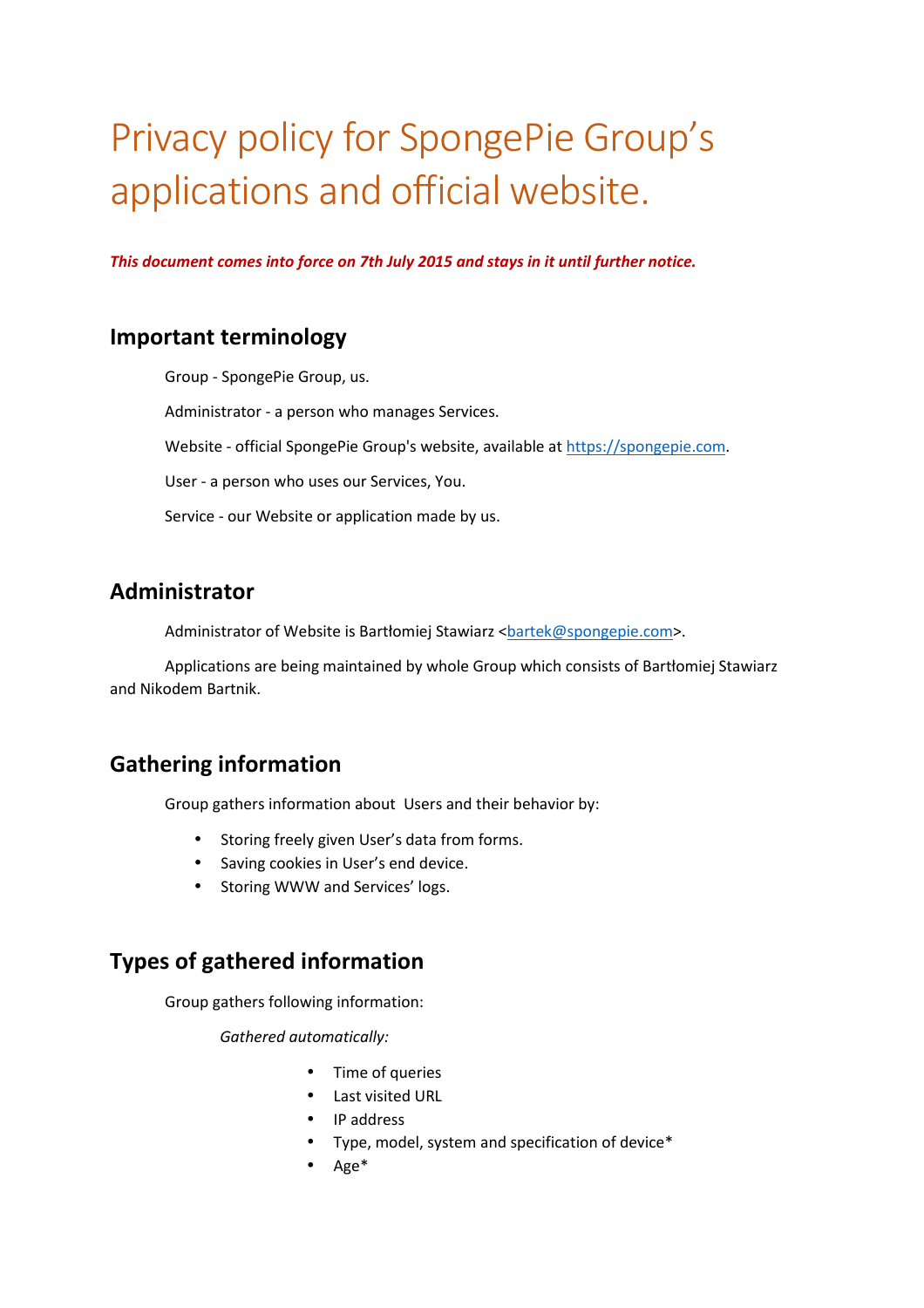# Privacy policy for SpongePie Group's applications and official website.

***This document comes into force on 7th July 2015 and stays in it until further notice.***

## Important terminology

Group - SpongePie Group, us.

Administrator - a person who manages Services.

Website - official SpongePie Group's website, available at [https://spongepie.com](https://spongepie.com).

User - a person who uses our Services, You.

Service - our Website or application made by us.

## Administrator

Administrator of Website is Bartłomiej Stawiarz <[bartek@spongepie.com](mailto:bartek@spongepie.com)>.

Applications are being maintained by whole Group which consists of Bartłomiej Stawiarz and Nikodem Bartnik.

## Gathering information

Group gathers information about Users and their behavior by:

- Storing freely given User's data from forms.
- Saving cookies in User's end device.
- Storing WWW and Services' logs.

## Types of gathered information

Group gathers following information:

*Gathered automatically:*

- Time of queries
- Last visited URL
- IP address
- Type, model, system and specification of device*
- Age*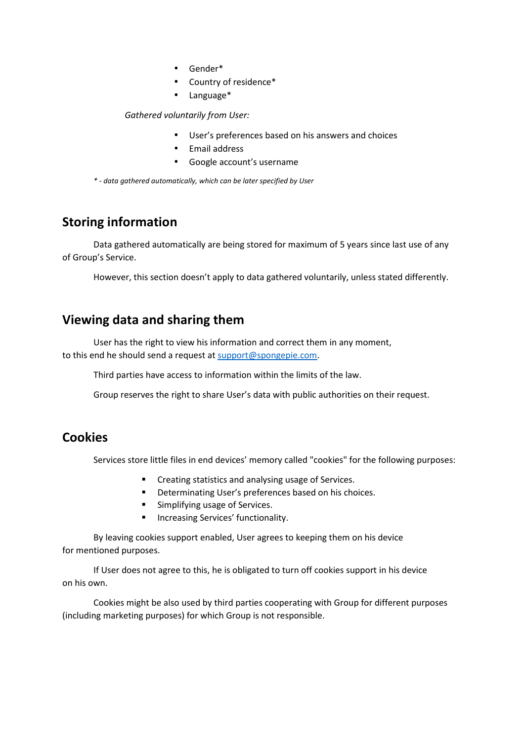- Gender*
- Country of residence*
- Language*

*Gathered voluntarily from User:*

- User's preferences based on his answers and choices
- Email address
- Google account's username

*\* - data gathered automatically, which can be later specified by User*

## Storing information

Data gathered automatically are being stored for maximum of 5 years since last use of any of Group's Service.

However, this section doesn't apply to data gathered voluntarily, unless stated differently.

## Viewing data and sharing them

User has the right to view his information and correct them in any moment, to this end he should send a request at [support@spongepie.com](mailto:support@spongepie.com).

Third parties have access to information within the limits of the law.

Group reserves the right to share User's data with public authorities on their request.

## Cookies

Services store little files in end devices' memory called "cookies" for the following purposes:

- Creating statistics and analysing usage of Services.
- Determinating User's preferences based on his choices.
- Simplifying usage of Services.
- Increasing Services' functionality.

By leaving cookies support enabled, User agrees to keeping them on his device for mentioned purposes.

If User does not agree to this, he is obligated to turn off cookies support in his device on his own.

Cookies might be also used by third parties cooperating with Group for different purposes (including marketing purposes) for which Group is not responsible.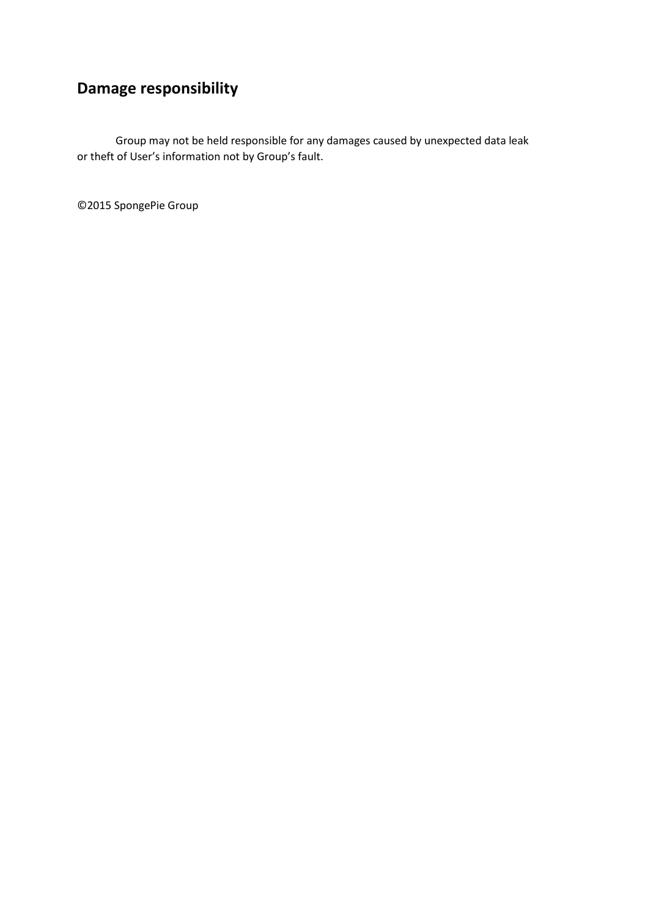## Damage responsibility

Group may not be held responsible for any damages caused by unexpected data leak or theft of User's information not by Group's fault.

©2015 SpongePie Group